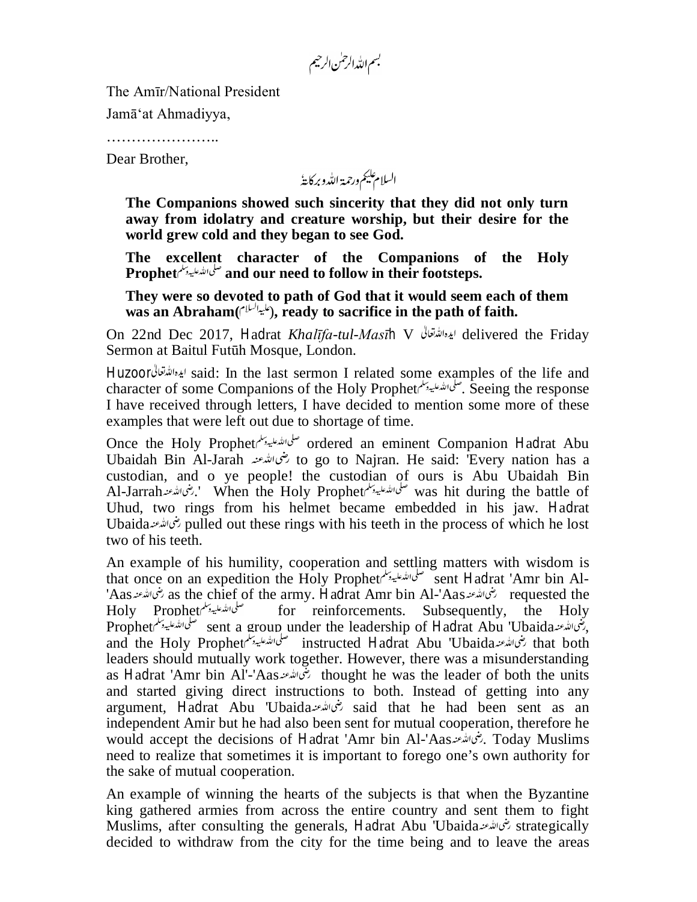بسم اللہ الرحمٰن الرحیم

The Amīr/National President

Jamā'at Ahmadiyya,

…………………..

Dear Brother,

السلام علیکم ورحمۃ اللہ وبرکاتہٗ

**The Companions showed such sincerity that they did not only turn away from idolatry and creature worship, but their desire for the world grew cold and they began to see God.**

**The excellent character of the Companions of the Holy Prophet**صلی اللہ علیہ وسلم **and our need to follow in their footsteps.**

**They were so devoted to path of God that it would seem each of them was an Abraham(**علیہ السلام**), ready to sacrifice in the path of faith.**

On 22nd Dec 2017, Hadrat *Khalīfa-tul-Masī*h V ایدہ اللہ تعالیٰ delivered the Friday Sermon at Baitul Futūh Mosque, London.

Huzoor ایدہ اللہ تعالیٰ said: In the last sermon I related some examples of the life and character of some Companions of the Holy Prophet صلی اللہ علیہ وسلم. Seeing the response I have received through letters, I have decided to mention some more of these examples that were left out due to shortage of time.

Once the Holy Prophet صلی اللہ علیہ وسلم ordered an eminent Companion Hadrat Abu Ubaidah Bin Al-Jarah رضی اللہ عنہ to go to Najran. He said: 'Every nation has a custodian, and o ye people! the custodian of ours is Abu Ubaidah Bin Al-Jarrah رضی اللہ عنہ.' When the Holy Prophet صلی اللہ علیہ وسلم was hit during the battle of Uhud, two rings from his helmet became embedded in his jaw. Hadrat Ubaida رضی اللہ عنہ pulled out these rings with his teeth in the process of which he lost two of his teeth.

An example of his humility, cooperation and settling matters with wisdom is that once on an expedition the Holy Prophet صلی اللہ علیہ وسلم sent Hadrat 'Amr bin Al-'Aas رضی اللہ عنہ as the chief of the army. Hadrat Amr bin Al-'Aas رضی اللہ عنہ requested the Holy Prophet صلی اللہ علیہ وسلم for reinforcements. Subsequently, the Holy Prophet صلی اللہ علیہ وسلم sent a group under the leadership of Hadrat Abu 'Ubaida رضی اللہ عنہ, and the Holy Prophet صلی اللہ علیہ وسلم instructed Hadrat Abu 'Ubaida رضی اللہ عنہ that both leaders should mutually work together. However, there was a misunderstanding as Hadrat 'Amr bin Al'-'Aas رضی اللہ عنہ thought he was the leader of both the units and started giving direct instructions to both. Instead of getting into any argument, Hadrat Abu 'Ubaida رضی اللہ عنہ said that he had been sent as an independent Amir but he had also been sent for mutual cooperation, therefore he would accept the decisions of Hadrat 'Amr bin Al-'Aas رضی اللہ عنہ. Today Muslims need to realize that sometimes it is important to forego one's own authority for the sake of mutual cooperation.

An example of winning the hearts of the subjects is that when the Byzantine king gathered armies from across the entire country and sent them to fight Muslims, after consulting the generals, Hadrat Abu 'Ubaida رضی اللہ عنہ strategically decided to withdraw from the city for the time being and to leave the areas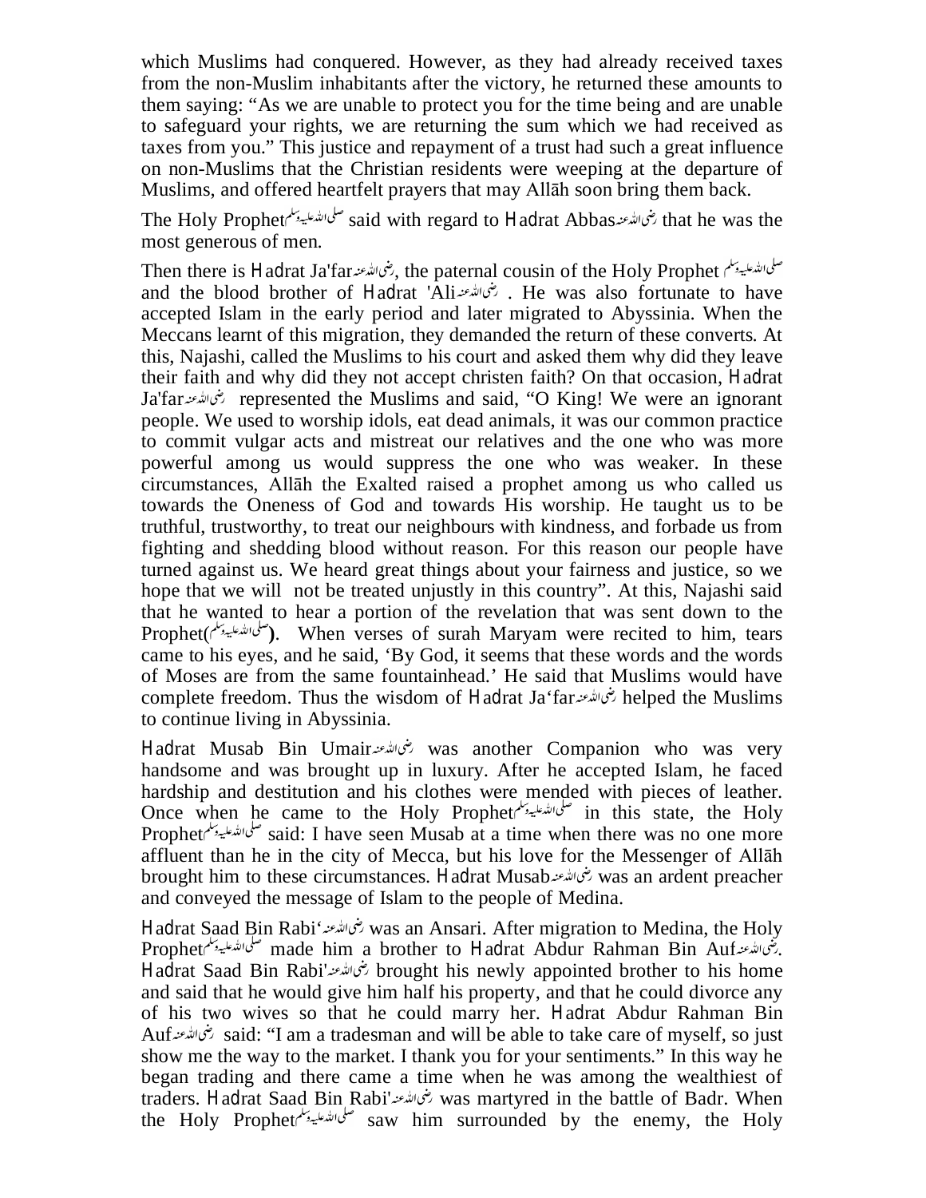which Muslims had conquered. However, as they had already received taxes from the non-Muslim inhabitants after the victory, he returned these amounts to them saying: "As we are unable to protect you for the time being and are unable to safeguard your rights, we are returning the sum which we had received as taxes from you." This justice and repayment of a trust had such a great influence on non-Muslims that the Christian residents were weeping at the departure of Muslims, and offered heartfelt prayers that may Allāh soon bring them back.

The Holy Prophetصلى الله عليه وسلم said with regard to Hadrat Abbasرضی اللہ عنہ that he was the most generous of men.

Then there is Hadrat Ja'farرضی اللہ عنہ, the paternal cousin of the Holy Prophet صلى الله عليه وسلم and the blood brother of Hadrat 'Aliرضی اللہ عنہ . He was also fortunate to have accepted Islam in the early period and later migrated to Abyssinia. When the Meccans learnt of this migration, they demanded the return of these converts. At this, Najashi, called the Muslims to his court and asked them why did they leave their faith and why did they not accept christen faith? On that occasion, Hadrat Ja'farرضی اللہ عنہ represented the Muslims and said, "O King! We were an ignorant people. We used to worship idols, eat dead animals, it was our common practice to commit vulgar acts and mistreat our relatives and the one who was more powerful among us would suppress the one who was weaker. In these circumstances, Allāh the Exalted raised a prophet among us who called us towards the Oneness of God and towards His worship. He taught us to be truthful, trustworthy, to treat our neighbours with kindness, and forbade us from fighting and shedding blood without reason. For this reason our people have turned against us. We heard great things about your fairness and justice, so we hope that we will not be treated unjustly in this country". At this, Najashi said that he wanted to hear a portion of the revelation that was sent down to the Prophet(صلى الله عليه وسلم). When verses of surah Maryam were recited to him, tears came to his eyes, and he said, 'By God, it seems that these words and the words of Moses are from the same fountainhead.' He said that Muslims would have complete freedom. Thus the wisdom of Hadrat Ja'farرضی اللہ عنہ helped the Muslims to continue living in Abyssinia.

Hadrat Musab Bin Umairرضی اللہ عنہ was another Companion who was very handsome and was brought up in luxury. After he accepted Islam, he faced hardship and destitution and his clothes were mended with pieces of leather. Once when he came to the Holy Prophetصلى الله عليه وسلم in this state, the Holy Prophetصلى الله عليه وسلم said: I have seen Musab at a time when there was no one more affluent than he in the city of Mecca, but his love for the Messenger of Allāh brought him to these circumstances. Hadrat Musabرضی اللہ عنہ was an ardent preacher and conveyed the message of Islam to the people of Medina.

Hadrat Saad Bin Rabi'رضی اللہ عنہ was an Ansari. After migration to Medina, the Holy Prophetصلى الله عليه وسلم made him a brother to Hadrat Abdur Rahman Bin Aufرضی اللہ عنہ. Hadrat Saad Bin Rabi'رضی اللہ عنہ brought his newly appointed brother to his home and said that he would give him half his property, and that he could divorce any of his two wives so that he could marry her. Hadrat Abdur Rahman Bin Aufرضی اللہ عنہ said: "I am a tradesman and will be able to take care of myself, so just show me the way to the market. I thank you for your sentiments." In this way he began trading and there came a time when he was among the wealthiest of traders. Hadrat Saad Bin Rabi'رضی اللہ عنہ was martyred in the battle of Badr. When the Holy Prophetصلى الله عليه وسلم saw him surrounded by the enemy, the Holy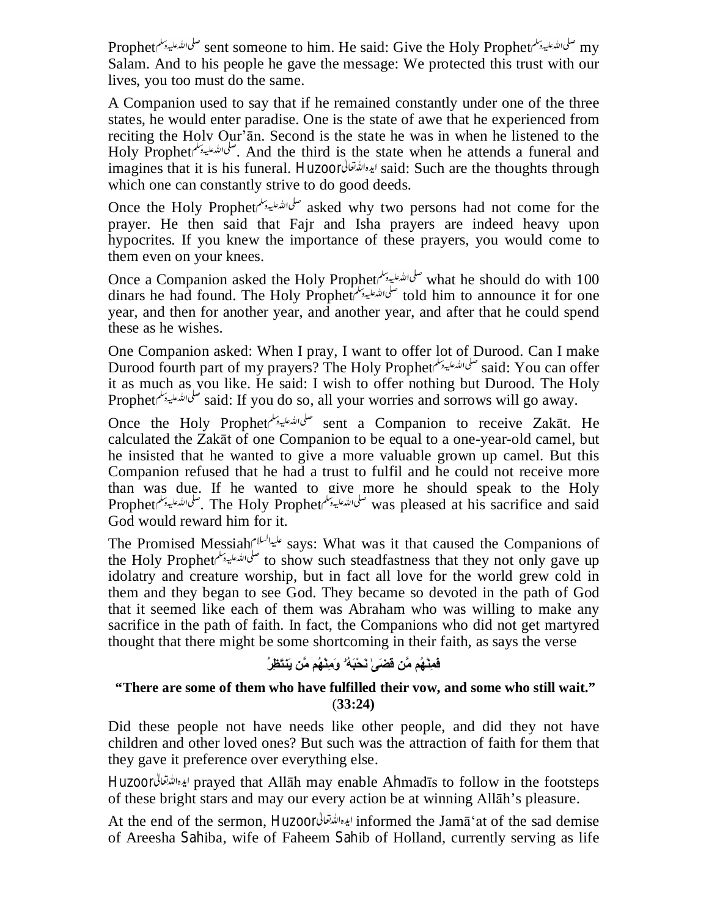Prophetﷺ sent someone to him. He said: Give the Holy Prophetﷺ my Salam. And to his people he gave the message: We protected this trust with our lives, you too must do the same.

A Companion used to say that if he remained constantly under one of the three states, he would enter paradise. One is the state of awe that he experienced from reciting the Holy Qur'ān. Second is the state he was in when he listened to the Holy Prophetﷺ. And the third is the state when he attends a funeral and imagines that it is his funeral. Huzoorایدہ اللہ تعالیٰ said: Such are the thoughts through which one can constantly strive to do good deeds.

Once the Holy Prophetﷺ asked why two persons had not come for the prayer. He then said that Fajr and Isha prayers are indeed heavy upon hypocrites. If you knew the importance of these prayers, you would come to them even on your knees.

Once a Companion asked the Holy Prophetﷺ what he should do with 100 dinars he had found. The Holy Prophetﷺ told him to announce it for one year, and then for another year, and another year, and after that he could spend these as he wishes.

One Companion asked: When I pray, I want to offer lot of Durood. Can I make Durood fourth part of my prayers? The Holy Prophetﷺ said: You can offer it as much as you like. He said: I wish to offer nothing but Durood. The Holy Prophetﷺ said: If you do so, all your worries and sorrows will go away.

Once the Holy Prophetﷺ sent a Companion to receive Zakāt. He calculated the Zakāt of one Companion to be equal to a one-year-old camel, but he insisted that he wanted to give a more valuable grown up camel. But this Companion refused that he had a trust to fulfil and he could not receive more than was due. If he wanted to give more he should speak to the Holy Prophetﷺ. The Holy Prophetﷺ was pleased at his sacrifice and said God would reward him for it.

The Promised Messiahعلیہ السلام says: What was it that caused the Companions of the Holy Prophetﷺ to show such steadfastness that they not only gave up idolatry and creature worship, but in fact all love for the world grew cold in them and they began to see God. They became so devoted in the path of God that it seemed like each of them was Abraham who was willing to make any sacrifice in the path of faith. In fact, the Companions who did not get martyred thought that there might be some shortcoming in their faith, as says the verse

فَمِنْهُم مَّن قَضَىٰ نَحْبَهُ وَمِنْهُم مَّن يَنتَظِرُ

**"There are some of them who have fulfilled their vow, and some who still wait." (33:24)**

Did these people not have needs like other people, and did they not have children and other loved ones? But such was the attraction of faith for them that they gave it preference over everything else.

Huzoorایدہ اللہ تعالیٰ prayed that Allāh may enable Ahmadīs to follow in the footsteps of these bright stars and may our every action be at winning Allāh's pleasure.

At the end of the sermon, Huzoorایدہ اللہ تعالیٰ informed the Jamā'at of the sad demise of Areesha Sahiba, wife of Faheem Sahib of Holland, currently serving as life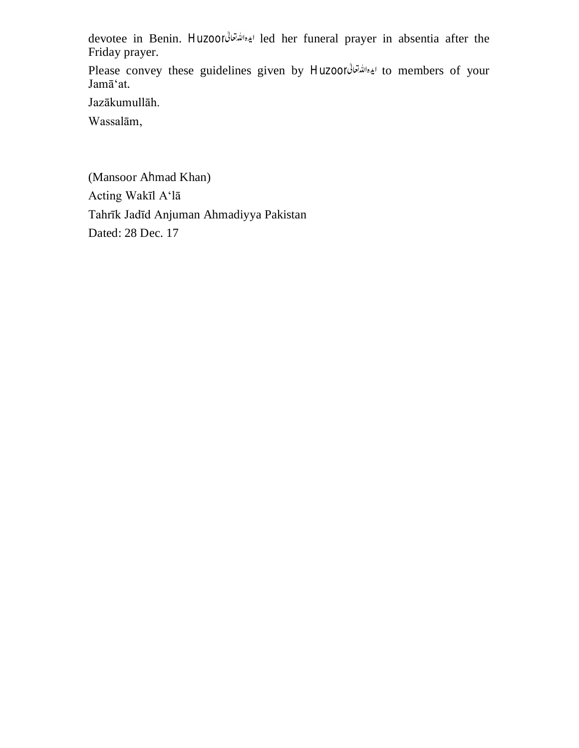devotee in Benin. Huzoorایدہ اللہ تعالیٰ led her funeral prayer in absentia after the Friday prayer.

Please convey these guidelines given by Huzoorایدہ اللہ تعالیٰ to members of your Jamā'at.

Jazākumullāh.

Wassalām,

(Mansoor Aḥmad Khan)

Acting Wakīl A'lā

Tahrīk Jadīd Anjuman Ahmadiyya Pakistan

Dated: 28 Dec. 17